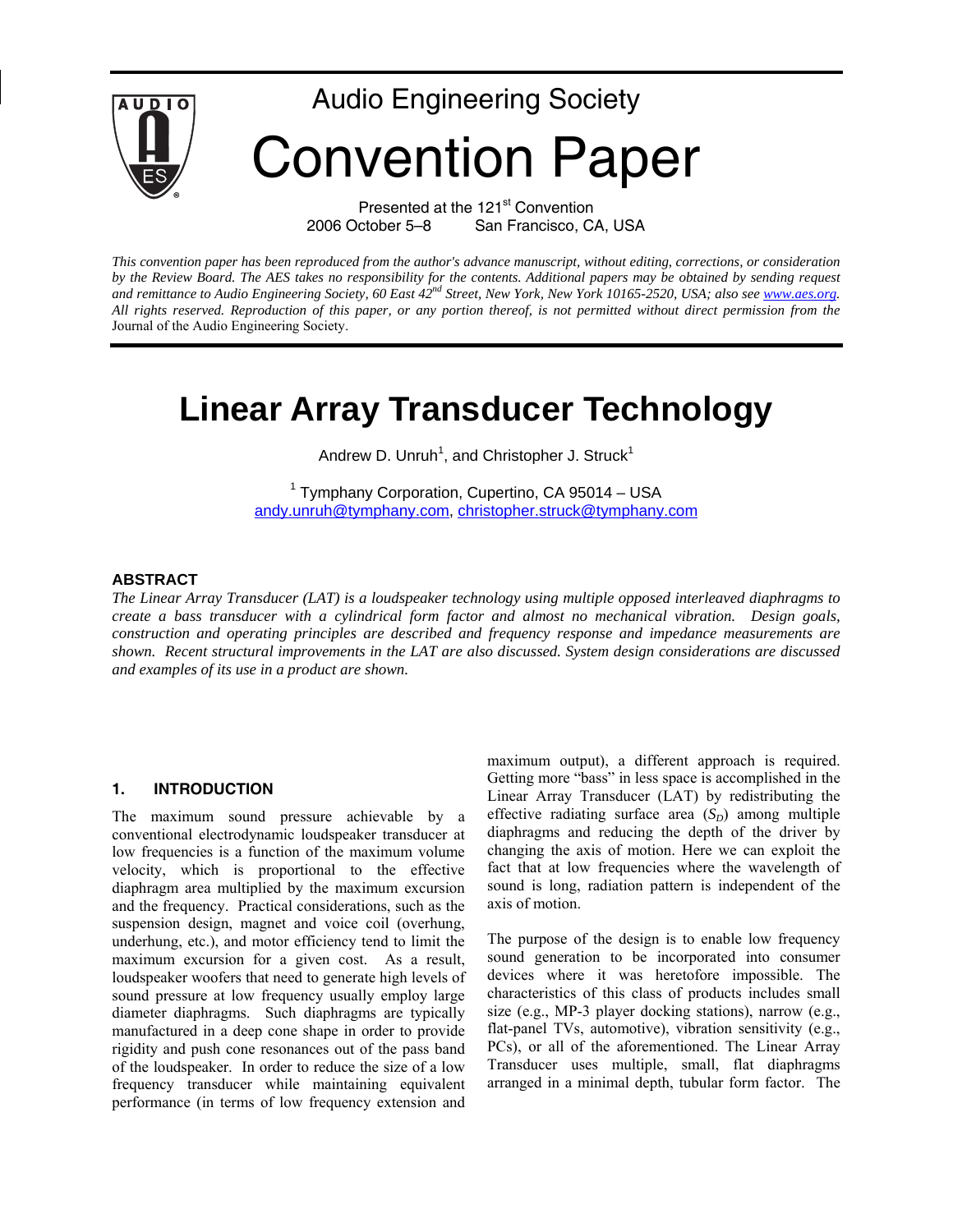Audio Engineering Society

# Convention Paper

Presented at the 121st Convention
2006 October 5–8 San Francisco, CA, USA

*This convention paper has been reproduced from the author's advance manuscript, without editing, corrections, or consideration by the Review Board. The AES takes no responsibility for the contents. Additional papers may be obtained by sending request and remittance to Audio Engineering Society, 60 East 42nd Street, New York, New York 10165-2520, USA; also see www.aes.org. All rights reserved. Reproduction of this paper, or any portion thereof, is not permitted without direct permission from the* Journal of the Audio Engineering Society.

# Linear Array Transducer Technology

Andrew D. Unruh[1], and Christopher J. Struck[1]

[1] Tymphany Corporation, Cupertino, CA 95014 – USA
andy.unruh@tymphany.com, christopher.struck@tymphany.com

## ABSTRACT

*The Linear Array Transducer (LAT) is a loudspeaker technology using multiple opposed interleaved diaphragms to create a bass transducer with a cylindrical form factor and almost no mechanical vibration. Design goals, construction and operating principles are described and frequency response and impedance measurements are shown. Recent structural improvements in the LAT are also discussed. System design considerations are discussed and examples of its use in a product are shown.*

## 1. INTRODUCTION

The maximum sound pressure achievable by a conventional electrodynamic loudspeaker transducer at low frequencies is a function of the maximum volume velocity, which is proportional to the effective diaphragm area multiplied by the maximum excursion and the frequency. Practical considerations, such as the suspension design, magnet and voice coil (overhung, underhung, etc.), and motor efficiency tend to limit the maximum excursion for a given cost. As a result, loudspeaker woofers that need to generate high levels of sound pressure at low frequency usually employ large diameter diaphragms. Such diaphragms are typically manufactured in a deep cone shape in order to provide rigidity and push cone resonances out of the pass band of the loudspeaker. In order to reduce the size of a low frequency transducer while maintaining equivalent performance (in terms of low frequency extension and maximum output), a different approach is required. Getting more "bass" in less space is accomplished in the Linear Array Transducer (LAT) by redistributing the effective radiating surface area ($S_D$) among multiple diaphragms and reducing the depth of the driver by changing the axis of motion. Here we can exploit the fact that at low frequencies where the wavelength of sound is long, radiation pattern is independent of the axis of motion.

The purpose of the design is to enable low frequency sound generation to be incorporated into consumer devices where it was heretofore impossible. The characteristics of this class of products includes small size (e.g., MP-3 player docking stations), narrow (e.g., flat-panel TVs, automotive), vibration sensitivity (e.g., PCs), or all of the aforementioned. The Linear Array Transducer uses multiple, small, flat diaphragms arranged in a minimal depth, tubular form factor. The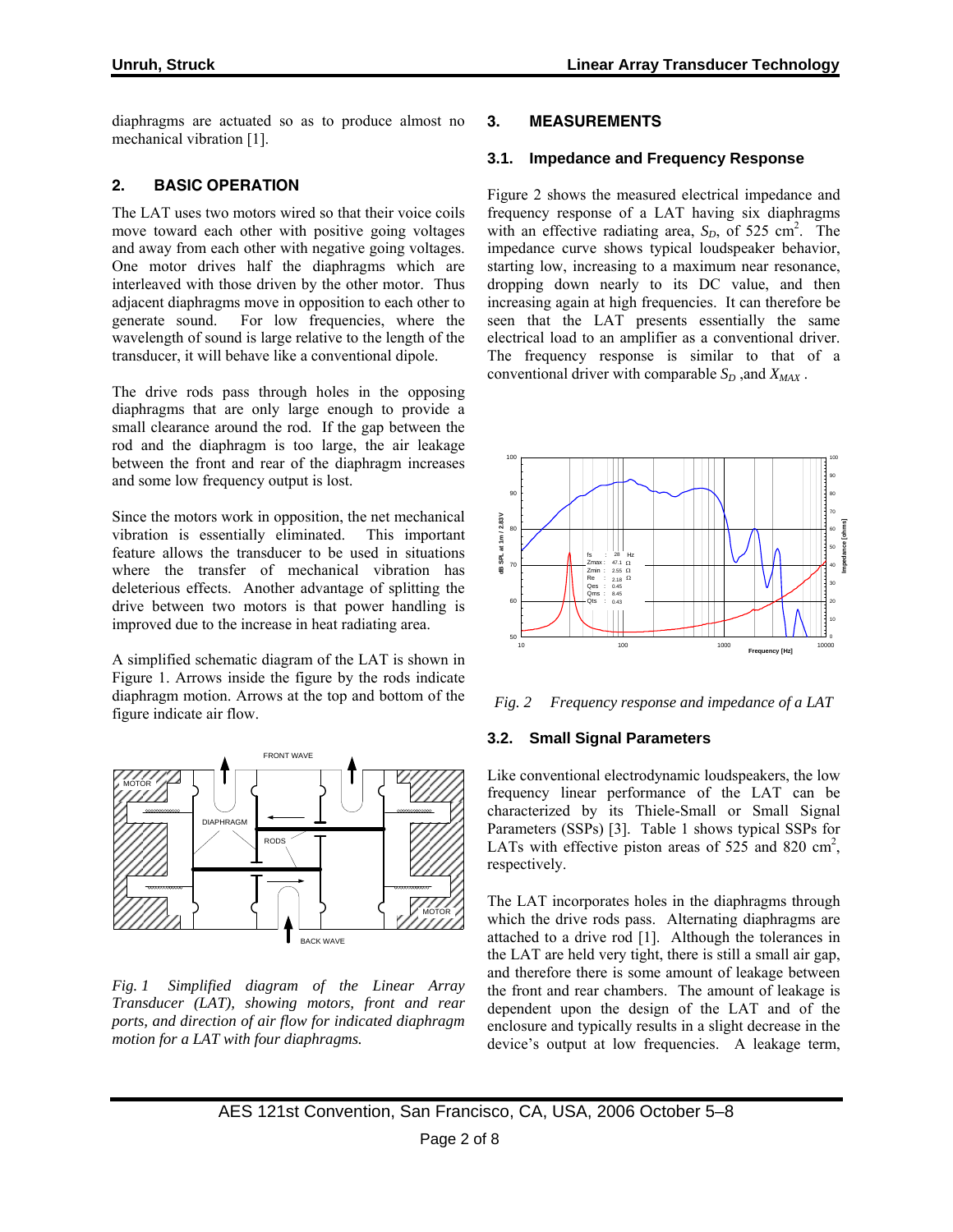diaphragms are actuated so as to produce almost no mechanical vibration [1].

## 2. BASIC OPERATION

The LAT uses two motors wired so that their voice coils move toward each other with positive going voltages and away from each other with negative going voltages. One motor drives half the diaphragms which are interleaved with those driven by the other motor. Thus adjacent diaphragms move in opposition to each other to generate sound. For low frequencies, where the wavelength of sound is large relative to the length of the transducer, it will behave like a conventional dipole.

The drive rods pass through holes in the opposing diaphragms that are only large enough to provide a small clearance around the rod. If the gap between the rod and the diaphragm is too large, the air leakage between the front and rear of the diaphragm increases and some low frequency output is lost.

Since the motors work in opposition, the net mechanical vibration is essentially eliminated. This important feature allows the transducer to be used in situations where the transfer of mechanical vibration has deleterious effects. Another advantage of splitting the drive between two motors is that power handling is improved due to the increase in heat radiating area.

A simplified schematic diagram of the LAT is shown in Figure 1. Arrows inside the figure by the rods indicate diaphragm motion. Arrows at the top and bottom of the figure indicate air flow.

*Fig. 1 Simplified diagram of the Linear Array Transducer (LAT), showing motors, front and rear ports, and direction of air flow for indicated diaphragm motion for a LAT with four diaphragms.*

## 3. MEASUREMENTS

### 3.1. Impedance and Frequency Response

Figure 2 shows the measured electrical impedance and frequency response of a LAT having six diaphragms with an effective radiating area, $S_D$, of 525 cm$^2$. The impedance curve shows typical loudspeaker behavior, starting low, increasing to a maximum near resonance, dropping down nearly to its DC value, and then increasing again at high frequencies. It can therefore be seen that the LAT presents essentially the same electrical load to an amplifier as a conventional driver. The frequency response is similar to that of a conventional driver with comparable $S_D$ ,and $X_{MAX}$ .

*Fig. 2 Frequency response and impedance of a LAT*

### 3.2. Small Signal Parameters

Like conventional electrodynamic loudspeakers, the low frequency linear performance of the LAT can be characterized by its Thiele-Small or Small Signal Parameters (SSPs) [3]. Table 1 shows typical SSPs for LATs with effective piston areas of 525 and 820 cm$^2$, respectively.

The LAT incorporates holes in the diaphragms through which the drive rods pass. Alternating diaphragms are attached to a drive rod [1]. Although the tolerances in the LAT are held very tight, there is still a small air gap, and therefore there is some amount of leakage between the front and rear chambers. The amount of leakage is dependent upon the design of the LAT and of the enclosure and typically results in a slight decrease in the device's output at low frequencies. A leakage term,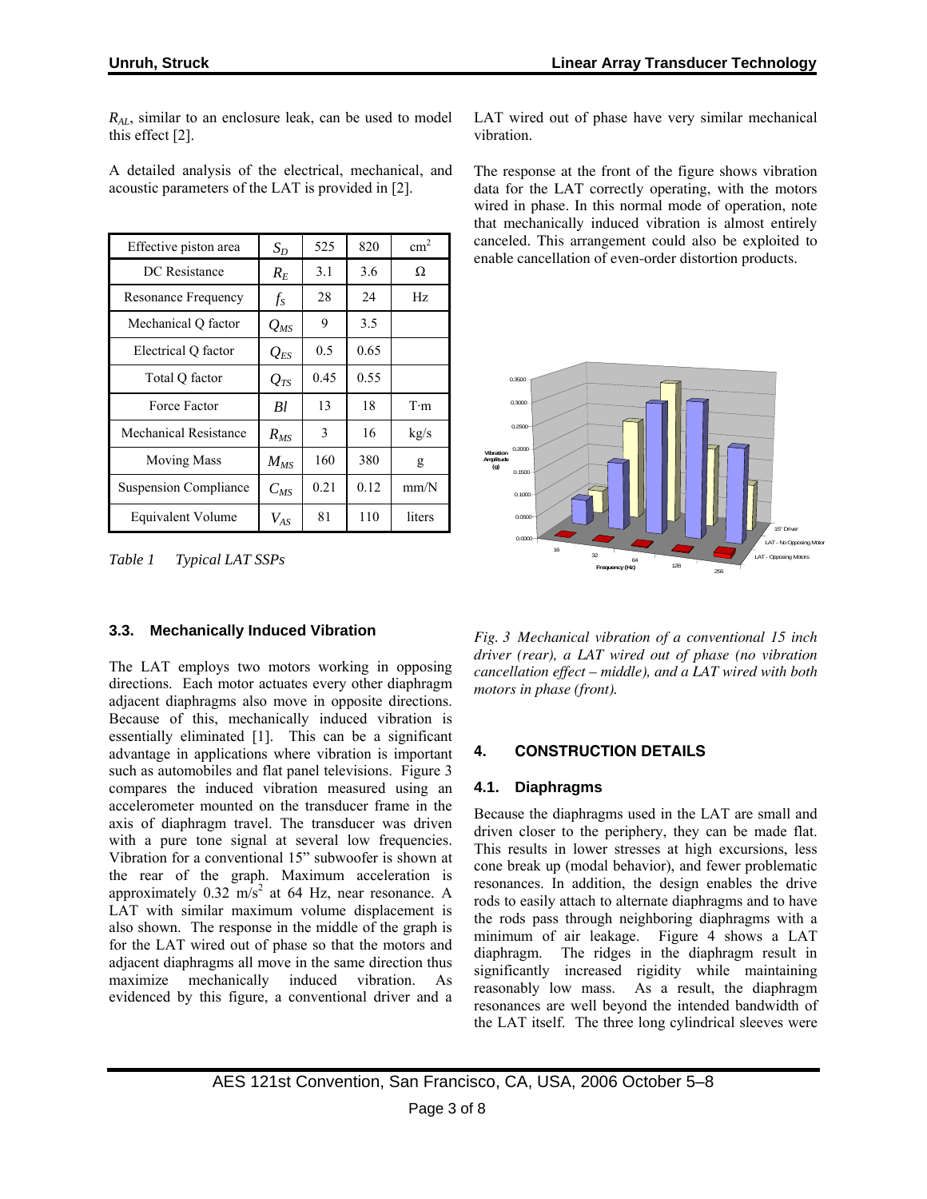$R_{AL}$, similar to an enclosure leak, can be used to model this effect [2].

A detailed analysis of the electrical, mechanical, and acoustic parameters of the LAT is provided in [2].

| Effective piston area | $S_D$ | 525 | 820 | $cm^2$ |
|---|---|---|---|---|
| DC Resistance | $R_E$ | 3.1 | 3.6 | Ω |
| Resonance Frequency | $f_S$ | 28 | 24 | Hz |
| Mechanical Q factor | $Q_{MS}$ | 9 | 3.5 | |
| Electrical Q factor | $Q_{ES}$ | 0.5 | 0.65 | |
| Total Q factor | $Q_{TS}$ | 0.45 | 0.55 | |
| Force Factor | $Bl$ | 13 | 18 | T·m |
| Mechanical Resistance | $R_{MS}$ | 3 | 16 | kg/s |
| Moving Mass | $M_{MS}$ | 160 | 380 | g |
| Suspension Compliance | $C_{MS}$ | 0.21 | 0.12 | mm/N |
| Equivalent Volume | $V_{AS}$ | 81 | 110 | liters |

*Table 1 Typical LAT SSPs*

### 3.3. Mechanically Induced Vibration

The LAT employs two motors working in opposing directions. Each motor actuates every other diaphragm adjacent diaphragms also move in opposite directions. Because of this, mechanically induced vibration is essentially eliminated [1]. This can be a significant advantage in applications where vibration is important such as automobiles and flat panel televisions. Figure 3 compares the induced vibration measured using an accelerometer mounted on the transducer frame in the axis of diaphragm travel. The transducer was driven with a pure tone signal at several low frequencies. Vibration for a conventional 15" subwoofer is shown at the rear of the graph. Maximum acceleration is approximately 0.32 $m/s^2$ at 64 Hz, near resonance. A LAT with similar maximum volume displacement is also shown. The response in the middle of the graph is for the LAT wired out of phase so that the motors and adjacent diaphragms all move in the same direction thus maximize mechanically induced vibration. As evidenced by this figure, a conventional driver and a LAT wired out of phase have very similar mechanical vibration.

The response at the front of the figure shows vibration data for the LAT correctly operating, with the motors wired in phase. In this normal mode of operation, note that mechanically induced vibration is almost entirely canceled. This arrangement could also be exploited to enable cancellation of even-order distortion products.

*Fig. 3 Mechanical vibration of a conventional 15 inch driver (rear), a LAT wired out of phase (no vibration cancellation effect – middle), and a LAT wired with both motors in phase (front).*

## 4. CONSTRUCTION DETAILS

### 4.1. Diaphragms

Because the diaphragms used in the LAT are small and driven closer to the periphery, they can be made flat. This results in lower stresses at high excursions, less cone break up (modal behavior), and fewer problematic resonances. In addition, the design enables the drive rods to easily attach to alternate diaphragms and to have the rods pass through neighboring diaphragms with a minimum of air leakage. Figure 4 shows a LAT diaphragm. The ridges in the diaphragm result in significantly increased rigidity while maintaining reasonably low mass. As a result, the diaphragm resonances are well beyond the intended bandwidth of the LAT itself. The three long cylindrical sleeves were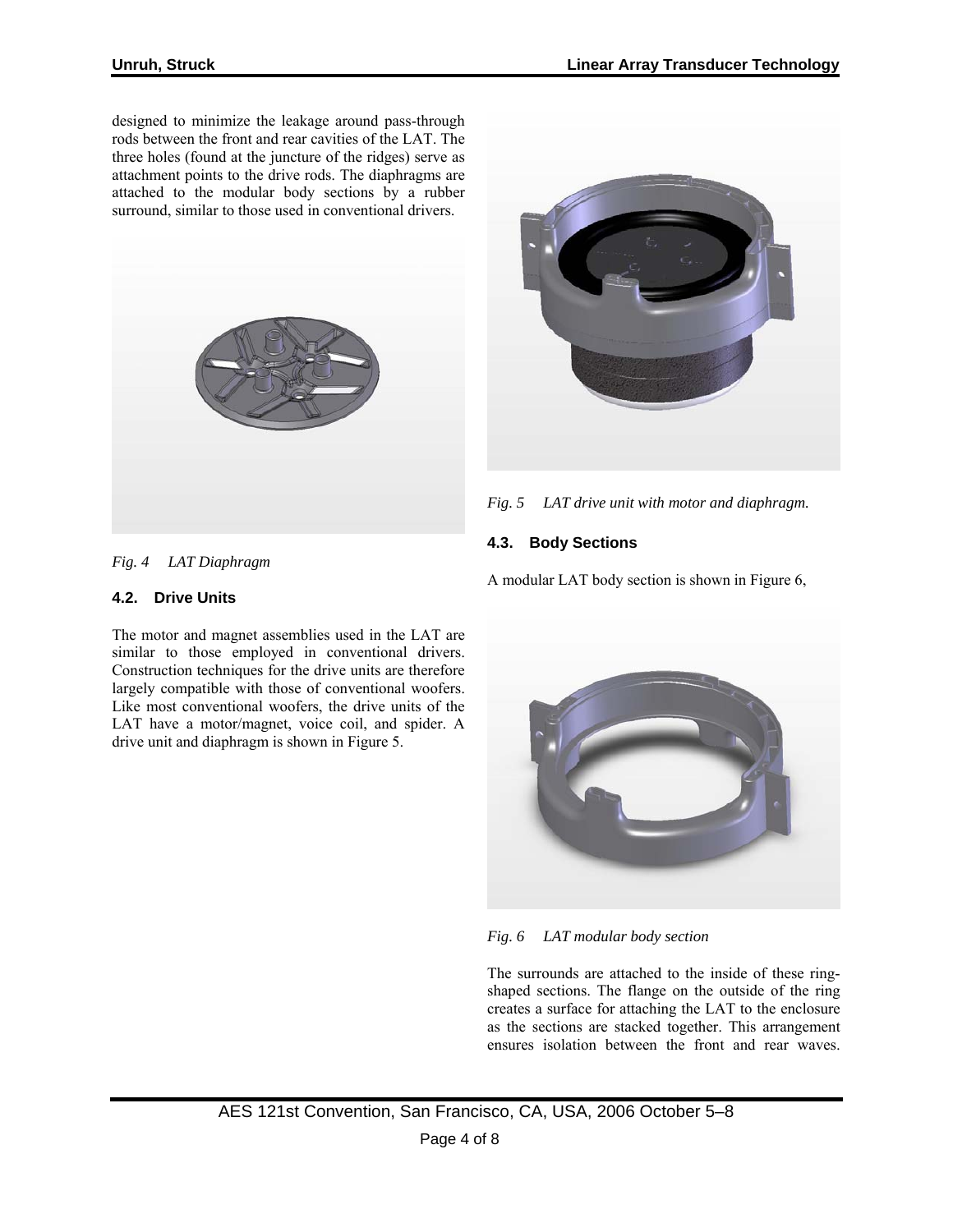designed to minimize the leakage around pass-through rods between the front and rear cavities of the LAT. The three holes (found at the juncture of the ridges) serve as attachment points to the drive rods. The diaphragms are attached to the modular body sections by a rubber surround, similar to those used in conventional drivers.

*Fig. 4 LAT Diaphragm*

### 4.2. Drive Units

The motor and magnet assemblies used in the LAT are similar to those employed in conventional drivers. Construction techniques for the drive units are therefore largely compatible with those of conventional woofers. Like most conventional woofers, the drive units of the LAT have a motor/magnet, voice coil, and spider. A drive unit and diaphragm is shown in Figure 5.

*Fig. 5 LAT drive unit with motor and diaphragm.*

### 4.3. Body Sections

A modular LAT body section is shown in Figure 6,

*Fig. 6 LAT modular body section*

The surrounds are attached to the inside of these ring-shaped sections. The flange on the outside of the ring creates a surface for attaching the LAT to the enclosure as the sections are stacked together. This arrangement ensures isolation between the front and rear waves.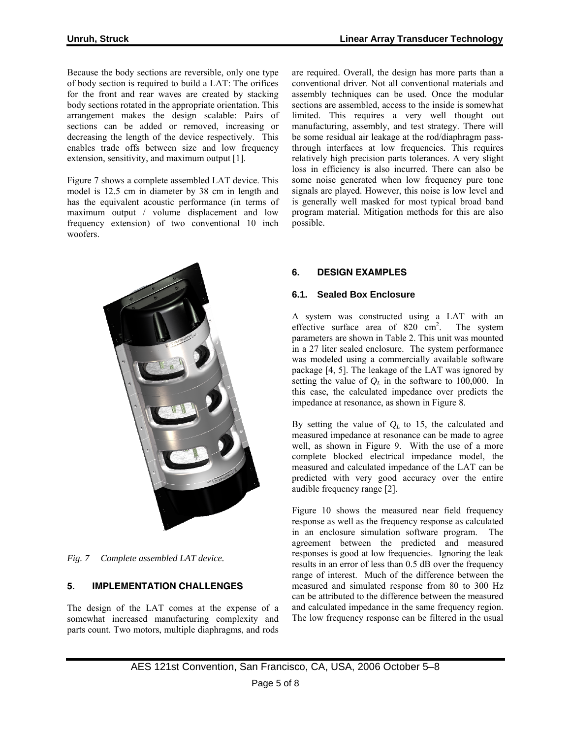Because the body sections are reversible, only one type of body section is required to build a LAT: The orifices for the front and rear waves are created by stacking body sections rotated in the appropriate orientation. This arrangement makes the design scalable: Pairs of sections can be added or removed, increasing or decreasing the length of the device respectively. This enables trade offs between size and low frequency extension, sensitivity, and maximum output [1].

Figure 7 shows a complete assembled LAT device. This model is 12.5 cm in diameter by 38 cm in length and has the equivalent acoustic performance (in terms of maximum output / volume displacement and low frequency extension) of two conventional 10 inch woofers.

*Fig. 7 Complete assembled LAT device.*

## 5. IMPLEMENTATION CHALLENGES

The design of the LAT comes at the expense of a somewhat increased manufacturing complexity and parts count. Two motors, multiple diaphragms, and rods are required. Overall, the design has more parts than a conventional driver. Not all conventional materials and assembly techniques can be used. Once the modular sections are assembled, access to the inside is somewhat limited. This requires a very well thought out manufacturing, assembly, and test strategy. There will be some residual air leakage at the rod/diaphragm pass-through interfaces at low frequencies. This requires relatively high precision parts tolerances. A very slight loss in efficiency is also incurred. There can also be some noise generated when low frequency pure tone signals are played. However, this noise is low level and is generally well masked for most typical broad band program material. Mitigation methods for this are also possible.

## 6. DESIGN EXAMPLES

### 6.1. Sealed Box Enclosure

A system was constructed using a LAT with an effective surface area of 820 $cm^2$. The system parameters are shown in Table 2. This unit was mounted in a 27 liter sealed enclosure. The system performance was modeled using a commercially available software package [4, 5]. The leakage of the LAT was ignored by setting the value of $Q_L$ in the software to 100,000. In this case, the calculated impedance over predicts the impedance at resonance, as shown in Figure 8.

By setting the value of $Q_L$ to 15, the calculated and measured impedance at resonance can be made to agree well, as shown in Figure 9. With the use of a more complete blocked electrical impedance model, the measured and calculated impedance of the LAT can be predicted with very good accuracy over the entire audible frequency range [2].

Figure 10 shows the measured near field frequency response as well as the frequency response as calculated in an enclosure simulation software program. The agreement between the predicted and measured responses is good at low frequencies. Ignoring the leak results in an error of less than 0.5 dB over the frequency range of interest. Much of the difference between the measured and simulated response from 80 to 300 Hz can be attributed to the difference between the measured and calculated impedance in the same frequency region. The low frequency response can be filtered in the usual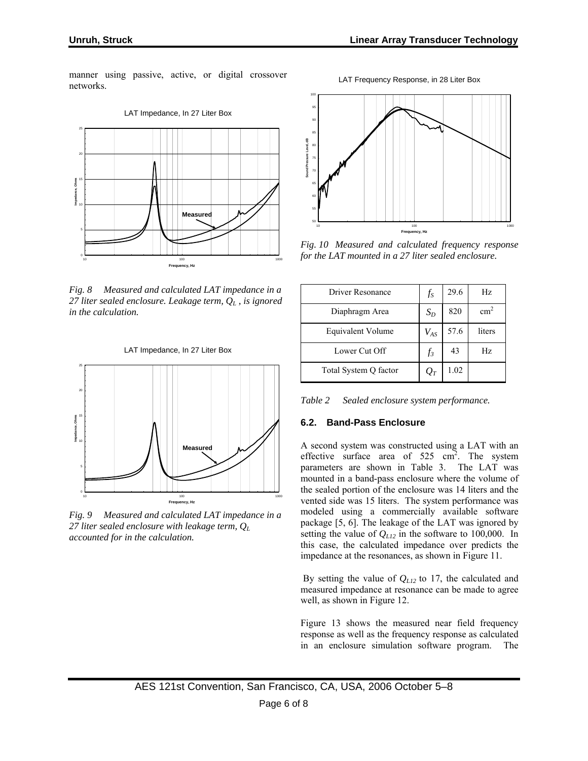manner using passive, active, or digital crossover networks.

*Fig. 8 Measured and calculated LAT impedance in a 27 liter sealed enclosure. Leakage term, $Q_L$, is ignored in the calculation.*

*Fig. 9 Measured and calculated LAT impedance in a 27 liter sealed enclosure with leakage term, $Q_L$ accounted for in the calculation.*

*Fig. 10 Measured and calculated frequency response for the LAT mounted in a 27 liter sealed enclosure.*

| Driver Resonance | $f_S$ | 29.6 | Hz |
|---|---|---|---|
| Diaphragm Area | $S_D$ | 820 | $cm^2$ |
| Equivalent Volume | $V_{AS}$ | 57.6 | liters |
| Lower Cut Off | $f_3$ | 43 | Hz |
| Total System Q factor | $Q_T$ | 1.02 | |

*Table 2 Sealed enclosure system performance.*

### 6.2. Band-Pass Enclosure

A second system was constructed using a LAT with an effective surface area of 525 $cm^2$. The system parameters are shown in Table 3. The LAT was mounted in a band-pass enclosure where the volume of the sealed portion of the enclosure was 14 liters and the vented side was 15 liters. The system performance was modeled using a commercially available software package [5, 6]. The leakage of the LAT was ignored by setting the value of $Q_{L12}$ in the software to 100,000. In this case, the calculated impedance over predicts the impedance at the resonances, as shown in Figure 11.

By setting the value of $Q_{L12}$ to 17, the calculated and measured impedance at resonance can be made to agree well, as shown in Figure 12.

Figure 13 shows the measured near field frequency response as well as the frequency response as calculated in an enclosure simulation software program. The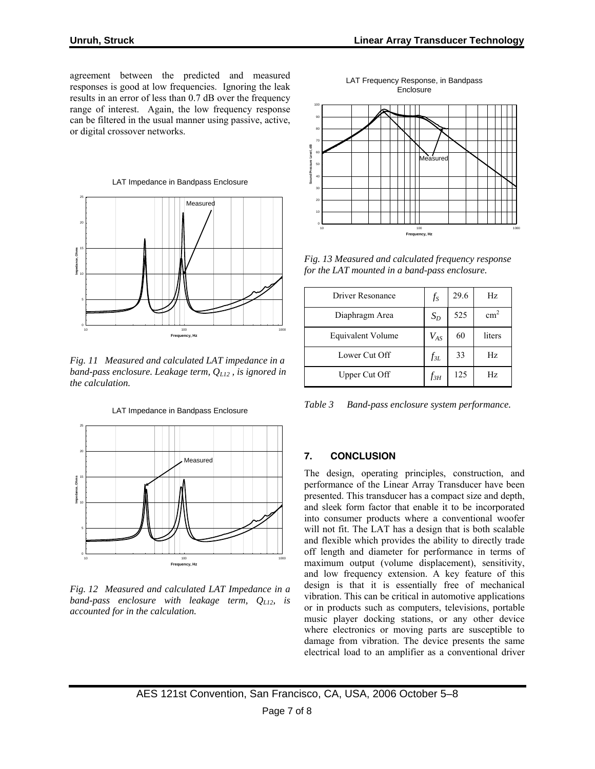agreement between the predicted and measured responses is good at low frequencies. Ignoring the leak results in an error of less than 0.7 dB over the frequency range of interest. Again, the low frequency response can be filtered in the usual manner using passive, active, or digital crossover networks.

*Fig. 11 Measured and calculated LAT impedance in a band-pass enclosure. Leakage term, $Q_{L12}$ , is ignored in the calculation.*

*Fig. 12 Measured and calculated LAT Impedance in a band-pass enclosure with leakage term, $Q_{L12}$, is accounted for in the calculation.*

*Fig. 13 Measured and calculated frequency response for the LAT mounted in a band-pass enclosure.*

| Driver Resonance | $f_S$ | 29.6 | Hz |
|---|---|---|---|
| Diaphragm Area | $S_D$ | 525 | $cm^2$ |
| Equivalent Volume | $V_{AS}$ | 60 | liters |
| Lower Cut Off | $f_{3L}$ | 33 | Hz |
| Upper Cut Off | $f_{3H}$ | 125 | Hz |

*Table 3 Band-pass enclosure system performance.*

## 7. CONCLUSION

The design, operating principles, construction, and performance of the Linear Array Transducer have been presented. This transducer has a compact size and depth, and sleek form factor that enable it to be incorporated into consumer products where a conventional woofer will not fit. The LAT has a design that is both scalable and flexible which provides the ability to directly trade off length and diameter for performance in terms of maximum output (volume displacement), sensitivity, and low frequency extension. A key feature of this design is that it is essentially free of mechanical vibration. This can be critical in automotive applications or in products such as computers, televisions, portable music player docking stations, or any other device where electronics or moving parts are susceptible to damage from vibration. The device presents the same electrical load to an amplifier as a conventional driver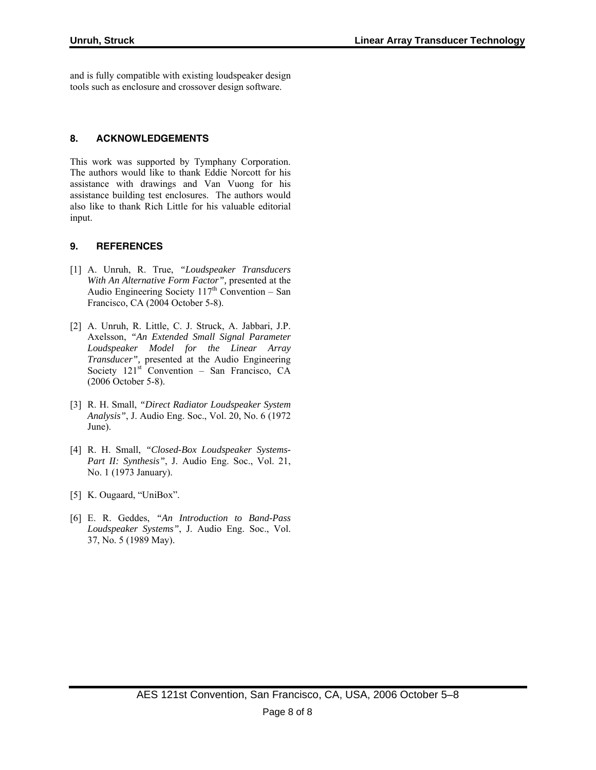and is fully compatible with existing loudspeaker design tools such as enclosure and crossover design software.

## 8. ACKNOWLEDGEMENTS

This work was supported by Tymphany Corporation. The authors would like to thank Eddie Norcott for his assistance with drawings and Van Vuong for his assistance building test enclosures. The authors would also like to thank Rich Little for his valuable editorial input.

## 9. REFERENCES

[1] A. Unruh, R. True, *"Loudspeaker Transducers With An Alternative Form Factor"*, presented at the Audio Engineering Society 117th Convention – San Francisco, CA (2004 October 5-8).

[2] A. Unruh, R. Little, C. J. Struck, A. Jabbari, J.P. Axelsson, *"An Extended Small Signal Parameter Loudspeaker Model for the Linear Array Transducer"*, presented at the Audio Engineering Society 121st Convention – San Francisco, CA (2006 October 5-8).

[3] R. H. Small, *"Direct Radiator Loudspeaker System Analysis"*, J. Audio Eng. Soc., Vol. 20, No. 6 (1972 June).

[4] R. H. Small, *"Closed-Box Loudspeaker Systems-Part II: Synthesis"*, J. Audio Eng. Soc., Vol. 21, No. 1 (1973 January).

[5] K. Ougaard, "UniBox".

[6] E. R. Geddes, *"An Introduction to Band-Pass Loudspeaker Systems"*, J. Audio Eng. Soc., Vol. 37, No. 5 (1989 May).